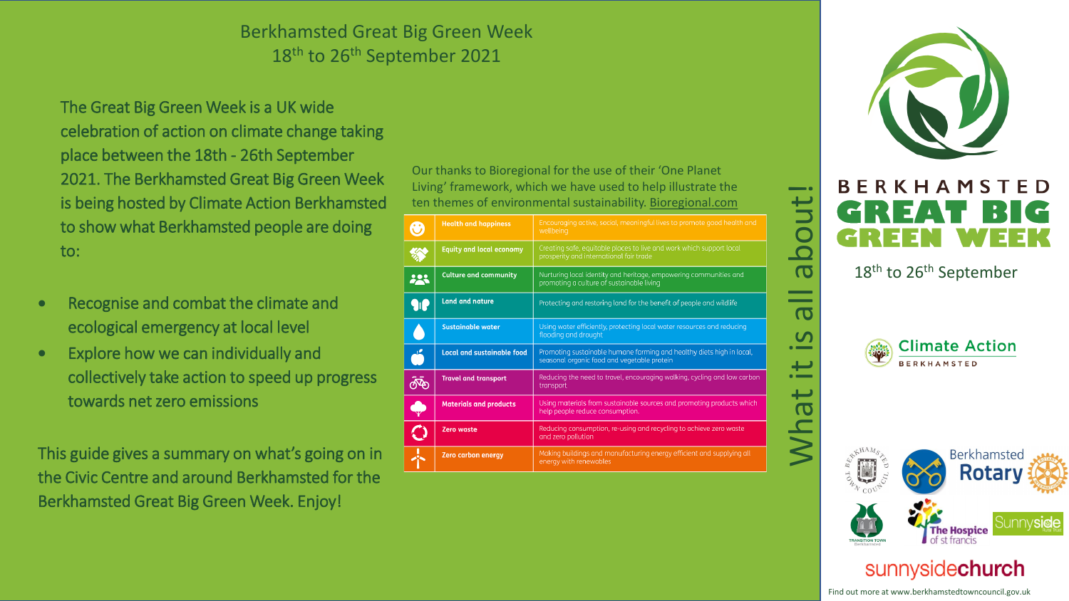# Berkhamsted Great Big Green Week
## 18th to 26th September 2021

The Great Big Green Week is a UK wide celebration of action on climate change taking place between the 18th - 26th September 2021. The Berkhamsted Great Big Green Week is being hosted by Climate Action Berkhamsted to show what Berkhamsted people are doing to:

- Recognise and combat the climate and ecological emergency at local level
- Explore how we can individually and collectively take action to speed up progress towards net zero emissions

This guide gives a summary on what's going on in the Civic Centre and around Berkhamsted for the Berkhamsted Great Big Green Week. Enjoy!

Our thanks to Bioregional for the use of their 'One Planet Living' framework, which we have used to help illustrate the ten themes of environmental sustainability. Bioregional.com

| Theme | Description |
| --- | --- |
| Health and happiness | Encouraging active, social, meaningful lives to promote good health and wellbeing |
| Equity and local economy | Creating safe, equitable places to live and work which support local prosperity and international fair trade |
| Culture and community | Nurturing local identity and heritage, empowering communities and promoting a culture of sustainable living |
| Land and nature | Protecting and restoring land for the benefit of people and wildlife |
| Sustainable water | Using water efficiently, protecting local water resources and reducing flooding and drought |
| Local and sustainable food | Promoting sustainable humane farming and healthy diets high in local, seasonal organic food and vegetable protein |
| Travel and transport | Reducing the need to travel, encouraging walking, cycling and low carbon transport |
| Materials and products | Using materials from sustainable sources and promoting products which help people reduce consumption. |
| Zero waste | Reducing consumption, re-using and recycling to achieve zero waste and zero pollution |
| Zero carbon energy | Making buildings and manufacturing energy efficient and supplying all energy with renewables |

What it is all about!

**BERKHAMSTED GREAT BIG GREEN WEEK**

18th to 26th September

Climate Action BERKHAMSTED

Berkhamsted Town Council · Berkhamsted Rotary · Transition Town Berkhamsted · The Hospice of st francis · Sunnyside Rural Trust · sunnysidechurch

Find out more at www.berkhamstedtowncouncil.gov.uk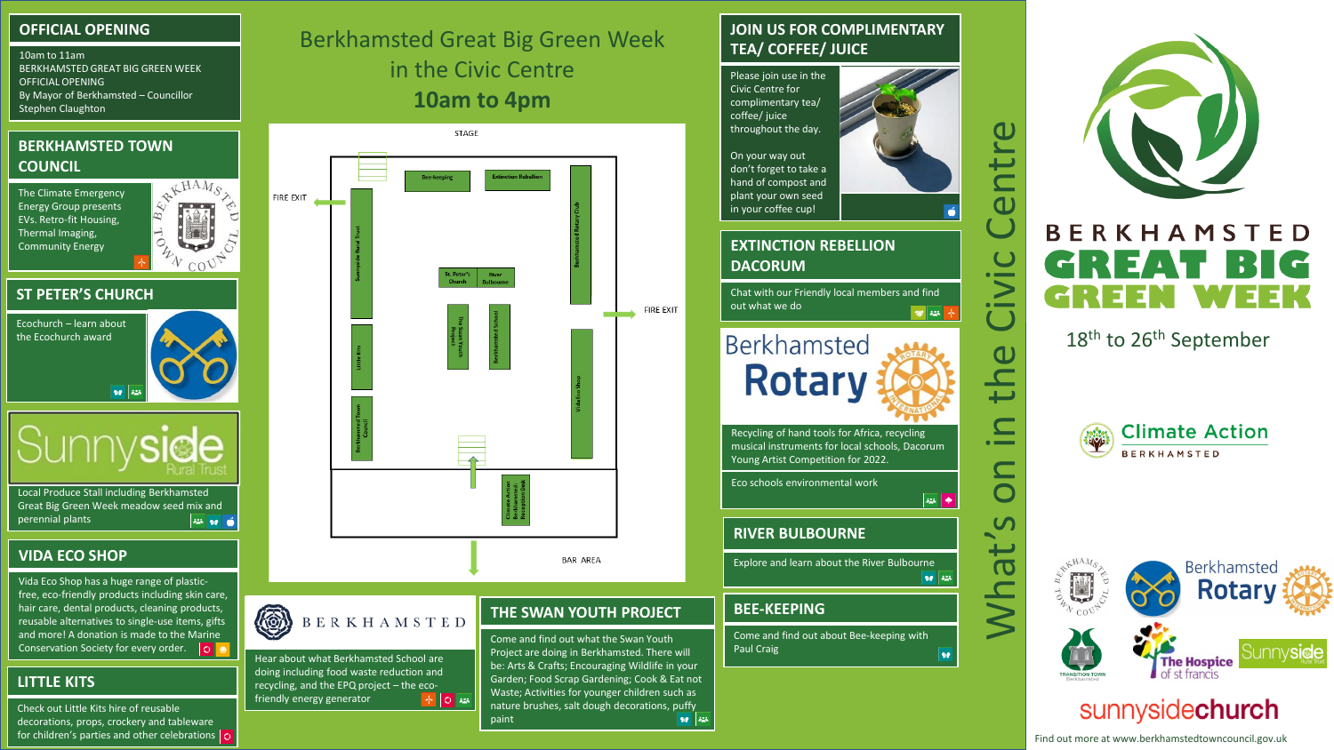## OFFICIAL OPENING

10am to 11am
BERKHAMSTED GREAT BIG GREEN WEEK OFFICIAL OPENING
By Mayor of Berkhamsted – Councillor Stephen Claughton

## BERKHAMSTED TOWN COUNCIL

The Climate Emergency Energy Group presents EVs, Retro-fit Housing, Thermal Imaging, Community Energy

## ST PETER'S CHURCH

Ecochurch – learn about the Ecochurch award

## Sunnyside Rural Trust

Local Produce Stall including Berkhamsted Great Big Green Week meadow seed mix and perennial plants

## VIDA ECO SHOP

Vida Eco Shop has a huge range of plastic-free, eco-friendly products including skin care, hair care, dental products, cleaning products, reusable alternatives to single-use items, gifts and more! A donation is made to the Marine Conservation Society for every order.

## LITTLE KITS

Check out Little Kits hire of reusable decorations, props, crockery and tableware for children's parties and other celebrations

# Berkhamsted Great Big Green Week in the Civic Centre

**10am to 4pm**

STAGE

FIRE EXIT

Bee-keeping | Extinction Rebellion | Berkhamsted Rotary Club | Sunnyside Rural Trust | St. Peter's Church | River Bulbourne | The Swan Youth Project | Berkhamsted School | Little Kits | Vida Eco Shop | Berkhamsted Town Council | Climate Action Berkhamsted Reception Desk

FIRE EXIT

BAR AREA

## BERKHAMSTED

Hear about what Berkhamsted School are doing including food waste reduction and recycling, and the EPQ project – the eco-friendly energy generator

## THE SWAN YOUTH PROJECT

Come and find out what the Swan Youth Project are doing in Berkhamsted. There will be: Arts & Crafts; Encouraging Wildlife in your Garden; Food Scrap Gardening; Cook & Eat not Waste; Activities for younger children such as nature brushes, salt dough decorations, puffy paint

## JOIN US FOR COMPLIMENTARY TEA/ COFFEE/ JUICE

Please join use in the Civic Centre for complimentary tea/ coffee/ juice throughout the day.

On your way out don't forget to take a hand of compost and plant your own seed in your coffee cup!

## EXTINCTION REBELLION DACORUM

Chat with our Friendly local members and find out what we do

## Berkhamsted Rotary

Recycling of hand tools for Africa, recycling musical instruments for local schools, Dacorum Young Artist Competition for 2022.

Eco schools environmental work

## RIVER BULBOURNE

Explore and learn about the River Bulbourne

## BEE-KEEPING

Come and find out about Bee-keeping with Paul Craig

What's on in the Civic Centre

# BERKHAMSTED GREAT BIG GREEN WEEK

18th to 26th September

Climate Action BERKHAMSTED

Berkhamsted Rotary | Sunnyside Rural Trust | Transition Town Berkhamsted | The Hospice of st francis | sunnysidechurch

Find out more at www.berkhamstedtowncouncil.gov.uk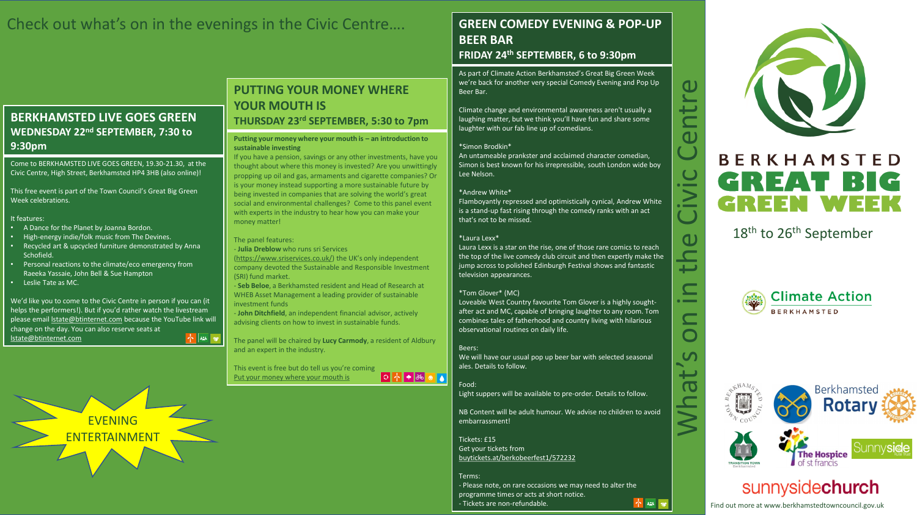Check out what's on in the evenings in the Civic Centre….

## BERKHAMSTED LIVE GOES GREEN

### WEDNESDAY 22nd SEPTEMBER, 7:30 to 9:30pm

Come to BERKHAMSTED LIVE GOES GREEN, 19.30-21.30, at the Civic Centre, High Street, Berkhamsted HP4 3HB (also online)!

This free event is part of the Town Council's Great Big Green Week celebrations.

It features:

- A Dance for the Planet by Joanna Bordon.
- High-energy indie/folk music from The Devines.
- Recycled art & upcycled furniture demonstrated by Anna Schofield.
- Personal reactions to the climate/eco emergency from Raeeka Yassaie, John Bell & Sue Hampton
- Leslie Tate as MC.

We'd like you to come to the Civic Centre in person if you can (it helps the performers!). But if you'd rather watch the livestream please email lstate@btinternet.com because the YouTube link will change on the day. You can also reserve seats at lstate@btinternet.com

EVENING ENTERTAINMENT

## PUTTING YOUR MONEY WHERE YOUR MOUTH IS

### THURSDAY 23rd SEPTEMBER, 5:30 to 7pm

**Putting your money where your mouth is – an introduction to sustainable investing**

If you have a pension, savings or any other investments, have you thought about where this money is invested? Are you unwittingly propping up oil and gas, armaments and cigarette companies? Or is your money instead supporting a more sustainable future by being invested in companies that are solving the world's great social and environmental challenges? Come to this panel event with experts in the industry to hear how you can make your money matter!

The panel features:
- **Julia Dreblow** who runs sri Services (https://www.sriservices.co.uk/) the UK's only independent company devoted the Sustainable and Responsible Investment (SRI) fund market.
- **Seb Beloe**, a Berkhamsted resident and Head of Research at WHEB Asset Management a leading provider of sustainable investment funds
- **John Ditchfield**, an independent financial advisor, actively advising clients on how to invest in sustainable funds.

The panel will be chaired by **Lucy Carmody**, a resident of Aldbury and an expert in the industry.

This event is free but do tell us you're coming
Put your money where your mouth is

## GREEN COMEDY EVENING & POP-UP BEER BAR

### FRIDAY 24th SEPTEMBER, 6 to 9:30pm

As part of Climate Action Berkhamsted's Great Big Green Week we're back for another very special Comedy Evening and Pop Up Beer Bar.

Climate change and environmental awareness aren't usually a laughing matter, but we think you'll have fun and share some laughter with our fab line up of comedians.

*Simon Brodkin*
An untameable prankster and acclaimed character comedian, Simon is best known for his irrepressible, south London wide boy Lee Nelson.

*Andrew White*
Flamboyantly repressed and optimistically cynical, Andrew White is a stand-up fast rising through the comedy ranks with an act that's not to be missed.

*Laura Lexx*
Laura Lexx is a star on the rise, one of those rare comics to reach the top of the live comedy club circuit and then expertly make the jump across to polished Edinburgh Festival shows and fantastic television appearances.

*Tom Glover* (MC)
Loveable West Country favourite Tom Glover is a highly sought-after act and MC, capable of bringing laughter to any room. Tom combines tales of fatherhood and country living with hilarious observational routines on daily life.

Beers:
We will have our usual pop up beer bar with selected seasonal ales. Details to follow.

Food:
Light suppers will be available to pre-order. Details to follow.

NB Content will be adult humour. We advise no children to avoid embarrassment!

Tickets: £15
Get your tickets from
buytickets.at/berkobeerfest1/572232

Terms:
- Please note, on rare occasions we may need to alter the programme times or acts at short notice.
- Tickets are non-refundable.

What's on in the Civic Centre

BERKHAMSTED GREAT BIG GREEN WEEK

18th to 26th September

Climate Action BERKHAMSTED

Berkhamsted Rotary

The Hospice of st francis

Sunnyside

sunnysidechurch

Find out more at www.berkhamstedtowncouncil.gov.uk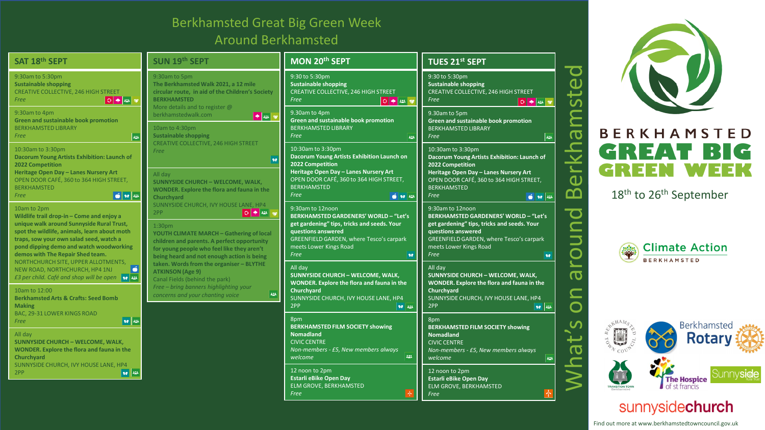# Berkhamsted Great Big Green Week
## Around Berkhamsted

## SAT 18th SEPT

9:30am to 5:30pm
**Sustainable shopping**
CREATIVE COLLECTIVE, 246 HIGH STREET
*Free*

9:30am to 4pm
**Green and sustainable book promotion**
BERKHAMSTED LIBRARY
*Free*

10:30am to 3:30pm
**Dacorum Young Artists Exhibition: Launch of 2022 Competition**
**Heritage Open Day – Lanes Nursery Art**
OPEN DOOR CAFÉ, 360 to 364 HIGH STREET, BERKHAMSTED
*Free*

10am to 2pm
**Wildlife trail drop-in – Come and enjoy a unique walk around Sunnyside Rural Trust, spot the wildlife, animals, learn about moth traps, sow your own salad seed, watch a pond dipping demo and watch woodworking demos with The Repair Shed team.**
NORTHCHURCH SITE, UPPER ALLOTMENTS, NEW ROAD, NORTHCHURCH, HP4 1NJ
*£3 per child. Café and shop will be open*

10am to 12:00
**Berkhamsted Arts & Crafts: Seed Bomb Making**
BAC, 29-31 LOWER KINGS ROAD
*Free*

All day
**SUNNYSIDE CHURCH – WELCOME, WALK, WONDER. Explore the flora and fauna in the Churchyard**
SUNNYSIDE CHURCH, IVY HOUSE LANE, HP4 2PP

## SUN 19th SEPT

9:30am to 5pm
**The Berkhamsted Walk 2021, a 12 mile circular route, in aid of the Children's Society**
**BERKHAMSTED**
More details and to register @ berkhamstedwalk.com

10am to 4:30pm
**Sustainable shopping**
CREATIVE COLLECTIVE, 246 HIGH STREET
*Free*

All day
**SUNNYSIDE CHURCH – WELCOME, WALK, WONDER. Explore the flora and fauna in the Churchyard**
SUNNYSIDE CHURCH, IVY HOUSE LANE, HP4 2PP

1:30pm
**YOUTH CLIMATE MARCH – Gathering of local children and parents. A perfect opportunity for young people who feel like they aren't being heard and not enough action is being taken. Words from the organiser – BLYTHE ATKINSON (Age 9)**
Canal Fields (behind the park)
*Free – bring banners highlighting your concerns and your chanting voice*

## MON 20th SEPT

9:30 to 5:30pm
**Sustainable shopping**
CREATIVE COLLECTIVE, 246 HIGH STREET
*Free*

9.30am to 4pm
**Green and sustainable book promotion**
BERKHAMSTED LIBRARY
*Free*

10:30am to 3:30pm
**Dacorum Young Artists Exhibition Launch on 2022 Competition**
**Heritage Open Day – Lanes Nursery Art**
OPEN DOOR CAFÉ, 360 to 364 HIGH STREET, BERKHAMSTED
*Free*

9:30am to 12noon
**BERKHAMSTED GARDENERS' WORLD – "Let's get gardening" tips, tricks and seeds. Your questions answered**
GREENFIELD GARDEN, where Tesco's carpark meets Lower Kings Road
*Free*

All day
**SUNNYSIDE CHURCH – WELCOME, WALK, WONDER. Explore the flora and fauna in the Churchyard**
SUNNYSIDE CHURCH, IVY HOUSE LANE, HP4 2PP

8pm
**BERKHAMSTED FILM SOCIETY showing Nomadland**
CIVIC CENTRE
*Non-members - £5, New members always welcome*

12 noon to 2pm
**Estarli eBike Open Day**
ELM GROVE, BERKHAMSTED
*Free*

## TUES 21st SEPT

9:30 to 5:30pm
**Sustainable shopping**
CREATIVE COLLECTIVE, 246 HIGH STREET
*Free*

9.30am to 5pm
**Green and sustainable book promotion**
BERKHAMSTED LIBRARY
*Free*

10:30am to 3:30pm
**Dacorum Young Artists Exhibition: Launch of 2022 Competition**
**Heritage Open Day – Lanes Nursery Art**
OPEN DOOR CAFÉ, 360 to 364 HIGH STREET, BERKHAMSTED
*Free*

9:30am to 12noon
**BERKHAMSTED GARDENERS' WORLD – "Let's get gardening" tips, tricks and seeds. Your questions answered**
GREENFIELD GARDEN, where Tesco's carpark meets Lower Kings Road
*Free*

All day
**SUNNYSIDE CHURCH – WELCOME, WALK, WONDER. Explore the flora and fauna in the Churchyard**
SUNNYSIDE CHURCH, IVY HOUSE LANE, HP4 2PP

8pm
**BERKHAMSTED FILM SOCIETY showing Nomadland**
CIVIC CENTRE
*Non-members - £5, New members always welcome*

12 noon to 2pm
**Estarli eBike Open Day**
ELM GROVE, BERKHAMSTED
*Free*

What's on around Berkhamsted

**BERKHAMSTED GREAT BIG GREEN WEEK**
18th to 26th September

Climate Action BERKHAMSTED

Berkhamsted Rotary

The Hospice of st francis

Sunnyside

sunnysidechurch

Find out more at www.berkhamstedtowncouncil.gov.uk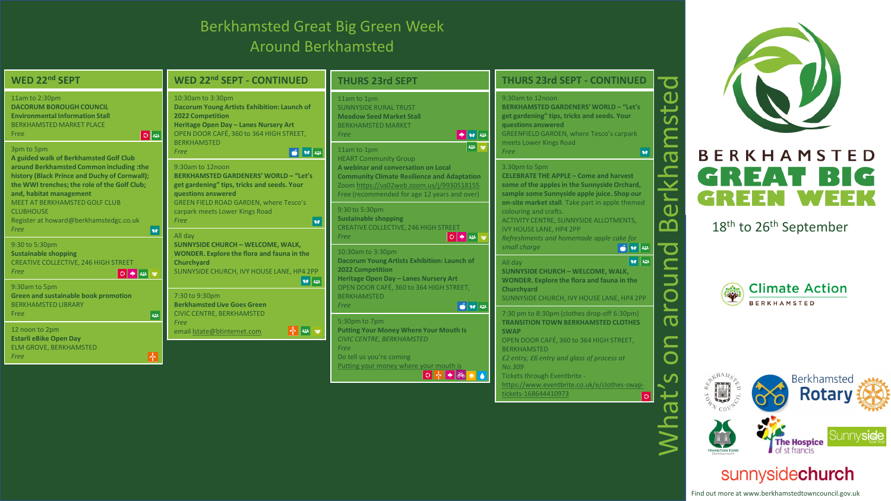# Berkhamsted Great Big Green Week Around Berkhamsted

## WED 22nd SEPT

11am to 2:30pm
**DACORUM BOROUGH COUNCIL**
**Environmental Information Stall**
BERKHAMSTED MARKET PLACE
Free

3pm to 5pm
**A guided walk of Berkhamsted Golf Club around Berkhamsted Common including :the history (Black Prince and Duchy of Cornwall); the WWI trenches; the role of the Golf Club; and, habitat management**
MEET AT BERKHAMSTED GOLF CLUB CLUBHOUSE
Register at howard@berkhamstedgc.co.uk
*Free*

9:30 to 5:30pm
**Sustainable shopping**
CREATIVE COLLECTIVE, 246 HIGH STREET
*Free*

9:30am to 5pm
**Green and sustainable book promotion**
BERKHAMSTED LIBRARY
Free

12 noon to 2pm
**Estarli eBike Open Day**
ELM GROVE, BERKHAMSTED
*Free*

## WED 22nd SEPT - CONTINUED

10:30am to 3:30pm
**Dacorum Young Artists Exhibition: Launch of 2022 Competition**
**Heritage Open Day – Lanes Nursery Art**
OPEN DOOR CAFÉ, 360 to 364 HIGH STREET, BERKHAMSTED
*Free*

9:30am to 12noon
**BERKHAMSTED GARDENERS' WORLD – "Let's get gardening" tips, tricks and seeds. Your questions answered**
GREEN FIELD ROAD GARDEN, where Tesco's carpark meets Lower Kings Road
*Free*

All day
**SUNNYSIDE CHURCH – WELCOME, WALK, WONDER. Explore the flora and fauna in the Churchyard**
SUNNYSIDE CHURCH, IVY HOUSE LANE, HP4 2PP

7:30 to 9:30pm
**Berkhamsted Live Goes Green**
CIVIC CENTRE, BERKHAMSTED
*Free*
email lstate@btinternet.com

## THURS 23rd SEPT

11am to 1pm
SUNNYSIDE RURAL TRUST
**Meadow Seed Market Stall**
BERKHAMSTED MARKET
*Free*

11am to 1pm
HEART Community Group
**A webinar and conversation on Local Community Climate Resilience and Adaptation**
Zoom https://us02web.zoom.us/j/9930518155
Free (recommended for age 12 years and over)

9:30 to 5:30pm
**Sustainable shopping**
CREATIVE COLLECTIVE, 246 HIGH STREET
*Free*

10:30am to 3:30pm
**Dacorum Young Artists Exhibition: Launch of 2022 Competition**
**Heritage Open Day – Lanes Nursery Art**
OPEN DOOR CAFÉ, 360 to 364 HIGH STREET, BERKHAMSTED
*Free*

5:30pm to 7pm
**Putting Your Money Where Your Mouth Is**
*CIVIC CENTRE, BERKHAMSTED*
*Free*
Do tell us you're coming
Putting your money where your mouth is

## THURS 23rd SEPT - CONTINUED

9:30am to 12noon
**BERKHAMSTED GARDENERS' WORLD – "Let's get gardening" tips, tricks and seeds. Your questions answered**
GREENFIELD GARDEN, where Tesco's carpark meets Lower Kings Road
*Free*

3.30pm to 5pm
**CELEBRATE THE APPLE – Come and harvest some of the apples in the Sunnyside Orchard, sample some Sunnyside apple juice. Shop our on-site market stall**. Take part in apple themed colouring and crafts.
ACTIVITY CENTRE, SUNNYSIDE ALLOTMENTS, IVY HOUSE LANE, HP4 2PP
*Refreshments and homemade apple cake for small charge*

All day
**SUNNYSIDE CHURCH – WELCOME, WALK, WONDER. Explore the flora and fauna in the Churchyard**
SUNNYSIDE CHURCH, IVY HOUSE LANE, HP4 2PP

7:30 pm to 8:30pm (clothes drop-off 6:30pm)
**TRANSITION TOWN BERKHAMSTED CLOTHES SWAP**
OPEN DOOR CAFÉ, 360 to 364 HIGH STREET, BERKHAMSTED
*£2 entry, £6 entry and glass of process at No.309*
Tickets through Eventbrite - https://www.eventbrite.co.uk/e/clothes-swap-tickets-168644410973

What's on around Berkhamsted

BERKHAMSTED GREAT BIG GREEN WEEK

18th to 26th September

Climate Action BERKHAMSTED

Berkhamsted Rotary

The Hospice of st francis

Sunnyside

sunnysidechurch

Find out more at www.berkhamstedtowncouncil.gov.uk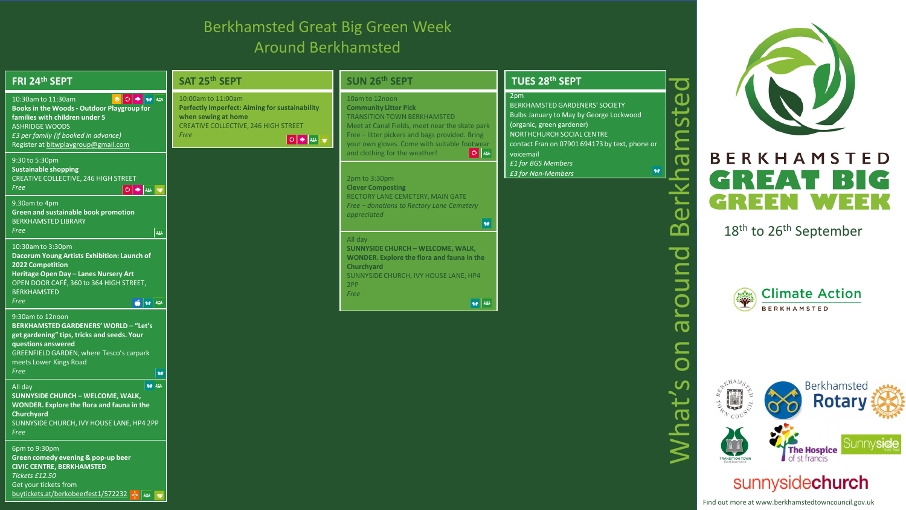# Berkhamsted Great Big Green Week
## Around Berkhamsted

## FRI 24th SEPT

10:30am to 11:30am
**Books in the Woods - Outdoor Playgroup for families with children under 5**
ASHRIDGE WOODS
*£3 per family (if booked in advance)*
Register at bitwplaygroup@gmail.com

9:30 to 5:30pm
**Sustainable shopping**
CREATIVE COLLECTIVE, 246 HIGH STREET
*Free*

9.30am to 4pm
**Green and sustainable book promotion**
BERKHAMSTED LIBRARY
*Free*

10:30am to 3:30pm
**Dacorum Young Artists Exhibition: Launch of 2022 Competition**
**Heritage Open Day – Lanes Nursery Art**
OPEN DOOR CAFÉ, 360 to 364 HIGH STREET, BERKHAMSTED
*Free*

9:30am to 12noon
**BERKHAMSTED GARDENERS' WORLD – "Let's get gardening" tips, tricks and seeds. Your questions answered**
GREENFIELD GARDEN, where Tesco's carpark meets Lower Kings Road
*Free*

All day
**SUNNYSIDE CHURCH – WELCOME, WALK, WONDER. Explore the flora and fauna in the Churchyard**
SUNNYSIDE CHURCH, IVY HOUSE LANE, HP4 2PP
*Free*

6pm to 9:30pm
**Green comedy evening & pop-up beer**
**CIVIC CENTRE, BERKHAMSTED**
*Tickets £12.50*
Get your tickets from
buytickets.at/berkobeerfest1/572232

## SAT 25th SEPT

10:00am to 11:00am
**Perfectly Imperfect: Aiming for sustainability when sewing at home**
CREATIVE COLLECTIVE, 246 HIGH STREET
*Free*

## SUN 26th SEPT

10am to 12noon
**Community Litter Pick**
TRANSITION TOWN BERKHAMSTED
Meet at Canal Fields, meet near the skate park
Free – litter pickers and bags provided. Bring your own gloves. Come with suitable footwear and clothing for the weather!

2pm to 3:30pm
**Clever Composting**
RECTORY LANE CEMETERY, MAIN GATE
*Free – donations to Rectory Lane Cemetery appreciated*

All day
**SUNNYSIDE CHURCH – WELCOME, WALK, WONDER. Explore the flora and fauna in the Churchyard**
SUNNYSIDE CHURCH, IVY HOUSE LANE, HP4 2PP
*Free*

## TUES 28th SEPT

2pm
BERKHAMSTED GARDENERS' SOCIETY
Bulbs January to May by George Lockwood (organic, green gardener)
NORTHCHURCH SOCIAL CENTRE
contact Fran on 07901 694173 by text, phone or voicemail
*£1 for BGS Members*
*£3 for Non-Members*

What's on around Berkhamsted

BERKHAMSTED GREAT BIG GREEN WEEK

18th to 26th September

Climate Action BERKHAMSTED

Berkhamsted Rotary

The Hospice of st francis

Sunnyside

sunnysidechurch

Find out more at www.berkhamstedtowncouncil.gov.uk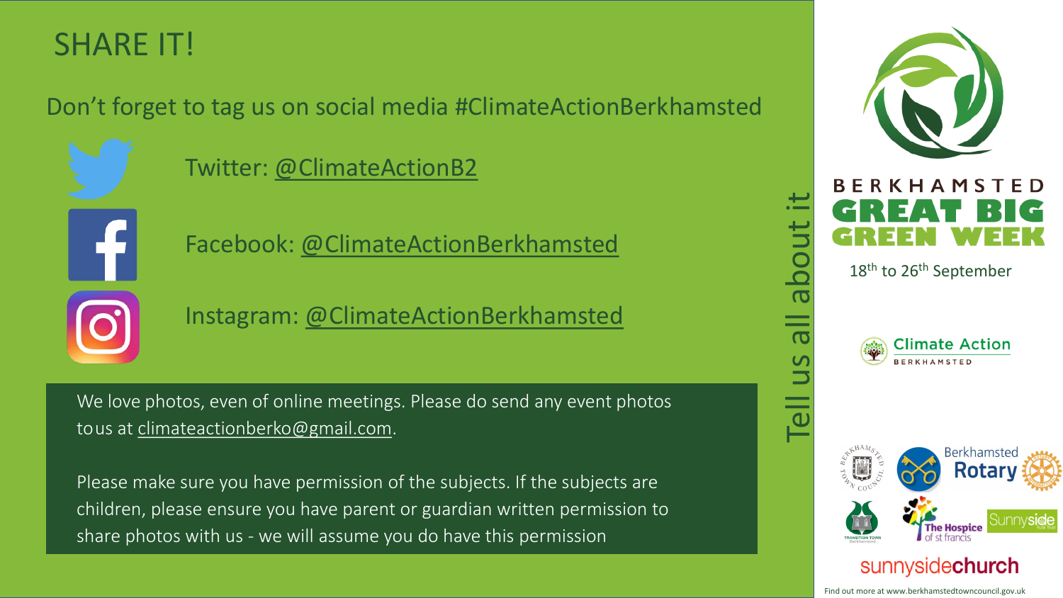# SHARE IT!

Don't forget to tag us on social media #ClimateActionBerkhamsted

Twitter: @ClimateActionB2

Facebook: @ClimateActionBerkhamsted

Instagram: @ClimateActionBerkhamsted

We love photos, even of online meetings. Please do send any event photos to us at climateactionberko@gmail.com.

Please make sure you have permission of the subjects. If the subjects are children, please ensure you have parent or guardian written permission to share photos with us - we will assume you do have this permission

Tell us all about it

BERKHAMSTED GREAT BIG GREEN WEEK

18th to 26th September

Climate Action BERKHAMSTED

Berkhamsted Rotary

The Hospice of st francis

Sunnyside

sunnysidechurch

Find out more at www.berkhamstedtowncouncil.gov.uk